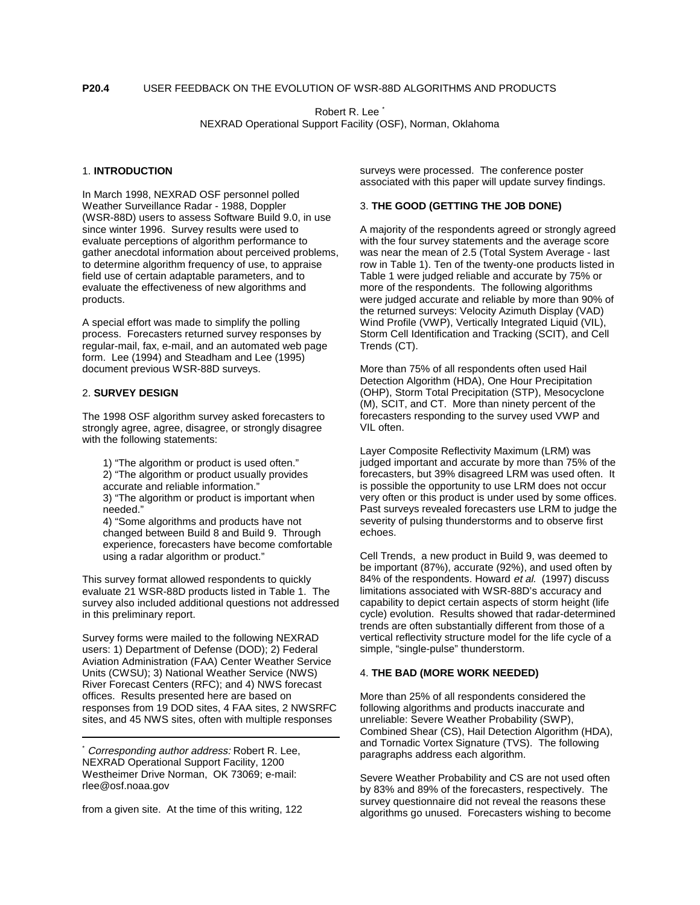**P20.4** USER FEEDBACK ON THE EVOLUTION OF WSR-88D ALGORITHMS AND PRODUCTS

Robert R. Lee [*]
NEXRAD Operational Support Facility (OSF), Norman, Oklahoma

## 1. INTRODUCTION

In March 1998, NEXRAD OSF personnel polled Weather Surveillance Radar - 1988, Doppler (WSR-88D) users to assess Software Build 9.0, in use since winter 1996. Survey results were used to evaluate perceptions of algorithm performance to gather anecdotal information about perceived problems, to determine algorithm frequency of use, to appraise field use of certain adaptable parameters, and to evaluate the effectiveness of new algorithms and products.

A special effort was made to simplify the polling process. Forecasters returned survey responses by regular-mail, fax, e-mail, and an automated web page form. Lee (1994) and Steadham and Lee (1995) document previous WSR-88D surveys.

## 2. SURVEY DESIGN

The 1998 OSF algorithm survey asked forecasters to strongly agree, agree, disagree, or strongly disagree with the following statements:

1) "The algorithm or product is used often."
2) "The algorithm or product usually provides accurate and reliable information."
3) "The algorithm or product is important when needed."
4) "Some algorithms and products have not changed between Build 8 and Build 9. Through experience, forecasters have become comfortable using a radar algorithm or product."

This survey format allowed respondents to quickly evaluate 21 WSR-88D products listed in Table 1. The survey also included additional questions not addressed in this preliminary report.

Survey forms were mailed to the following NEXRAD users: 1) Department of Defense (DOD); 2) Federal Aviation Administration (FAA) Center Weather Service Units (CWSU); 3) National Weather Service (NWS) River Forecast Centers (RFC); and 4) NWS forecast offices. Results presented here are based on responses from 19 DOD sites, 4 FAA sites, 2 NWSRFC sites, and 45 NWS sites, often with multiple responses from a given site. At the time of this writing, 122 surveys were processed. The conference poster associated with this paper will update survey findings.

[*] *Corresponding author address:* Robert R. Lee, NEXRAD Operational Support Facility, 1200 Westheimer Drive Norman, OK 73069; e-mail: rlee@osf.noaa.gov

## 3. THE GOOD (GETTING THE JOB DONE)

A majority of the respondents agreed or strongly agreed with the four survey statements and the average score was near the mean of 2.5 (Total System Average - last row in Table 1). Ten of the twenty-one products listed in Table 1 were judged reliable and accurate by 75% or more of the respondents. The following algorithms were judged accurate and reliable by more than 90% of the returned surveys: Velocity Azimuth Display (VAD) Wind Profile (VWP), Vertically Integrated Liquid (VIL), Storm Cell Identification and Tracking (SCIT), and Cell Trends (CT).

More than 75% of all respondents often used Hail Detection Algorithm (HDA), One Hour Precipitation (OHP), Storm Total Precipitation (STP), Mesocyclone (M), SCIT, and CT. More than ninety percent of the forecasters responding to the survey used VWP and VIL often.

Layer Composite Reflectivity Maximum (LRM) was judged important and accurate by more than 75% of the forecasters, but 39% disagreed LRM was used often. It is possible the opportunity to use LRM does not occur very often or this product is under used by some offices. Past surveys revealed forecasters use LRM to judge the severity of pulsing thunderstorms and to observe first echoes.

Cell Trends, a new product in Build 9, was deemed to be important (87%), accurate (92%), and used often by 84% of the respondents. Howard *et al.* (1997) discuss limitations associated with WSR-88D's accuracy and capability to depict certain aspects of storm height (life cycle) evolution. Results showed that radar-determined trends are often substantially different from those of a vertical reflectivity structure model for the life cycle of a simple, "single-pulse" thunderstorm.

## 4. THE BAD (MORE WORK NEEDED)

More than 25% of all respondents considered the following algorithms and products inaccurate and unreliable: Severe Weather Probability (SWP), Combined Shear (CS), Hail Detection Algorithm (HDA), and Tornadic Vortex Signature (TVS). The following paragraphs address each algorithm.

Severe Weather Probability and CS are not used often by 83% and 89% of the forecasters, respectively. The survey questionnaire did not reveal the reasons these algorithms go unused. Forecasters wishing to become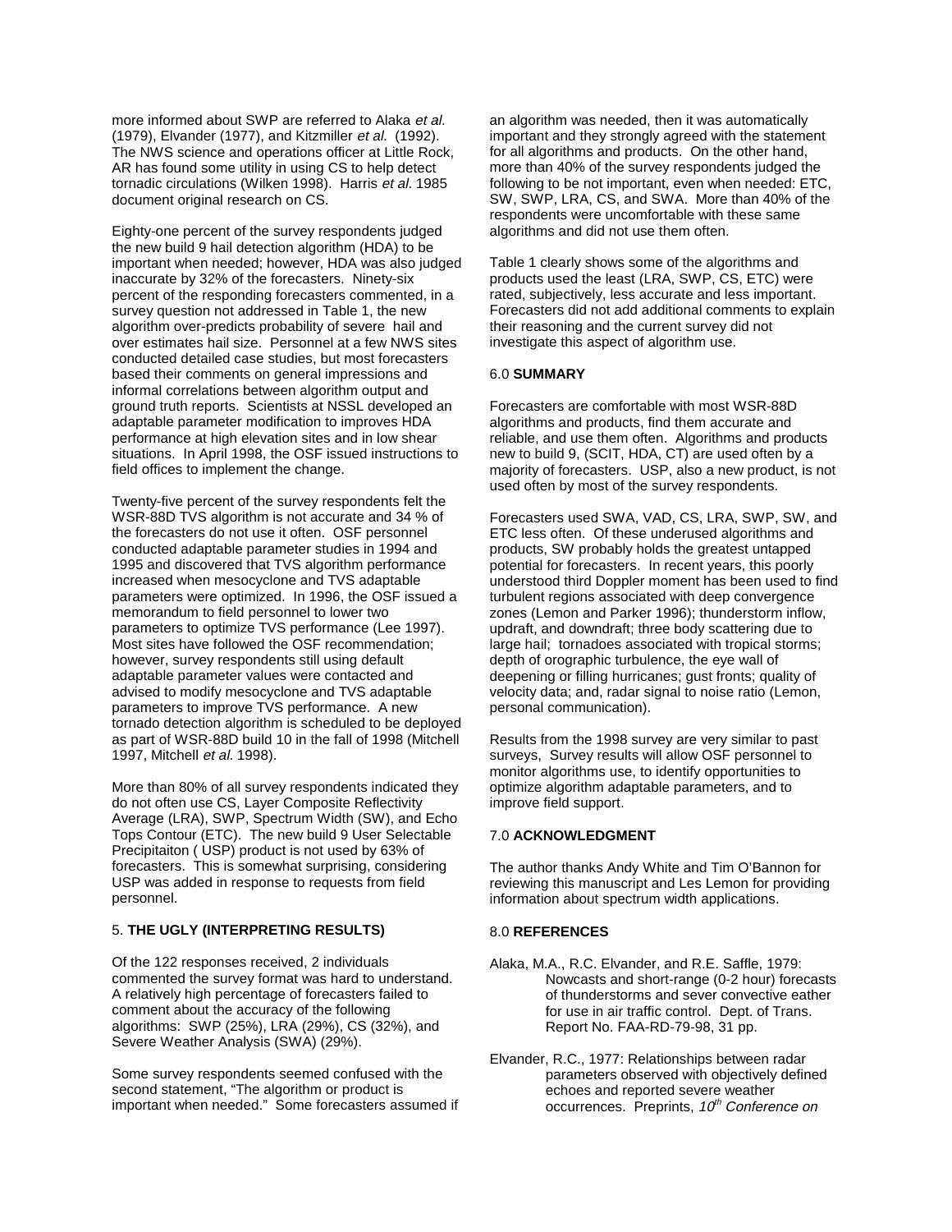more informed about SWP are referred to Alaka *et al.* (1979), Elvander (1977), and Kitzmiller *et al.* (1992). The NWS science and operations officer at Little Rock, AR has found some utility in using CS to help detect tornadic circulations (Wilken 1998). Harris *et al.* 1985 document original research on CS.

Eighty-one percent of the survey respondents judged the new build 9 hail detection algorithm (HDA) to be important when needed; however, HDA was also judged inaccurate by 32% of the forecasters. Ninety-six percent of the responding forecasters commented, in a survey question not addressed in Table 1, the new algorithm over-predicts probability of severe hail and over estimates hail size. Personnel at a few NWS sites conducted detailed case studies, but most forecasters based their comments on general impressions and informal correlations between algorithm output and ground truth reports. Scientists at NSSL developed an adaptable parameter modification to improves HDA performance at high elevation sites and in low shear situations. In April 1998, the OSF issued instructions to field offices to implement the change.

Twenty-five percent of the survey respondents felt the WSR-88D TVS algorithm is not accurate and 34 % of the forecasters do not use it often. OSF personnel conducted adaptable parameter studies in 1994 and 1995 and discovered that TVS algorithm performance increased when mesocyclone and TVS adaptable parameters were optimized. In 1996, the OSF issued a memorandum to field personnel to lower two parameters to optimize TVS performance (Lee 1997). Most sites have followed the OSF recommendation; however, survey respondents still using default adaptable parameter values were contacted and advised to modify mesocyclone and TVS adaptable parameters to improve TVS performance. A new tornado detection algorithm is scheduled to be deployed as part of WSR-88D build 10 in the fall of 1998 (Mitchell 1997, Mitchell *et al.* 1998).

More than 80% of all survey respondents indicated they do not often use CS, Layer Composite Reflectivity Average (LRA), SWP, Spectrum Width (SW), and Echo Tops Contour (ETC). The new build 9 User Selectable Precipitaiton ( USP) product is not used by 63% of forecasters. This is somewhat surprising, considering USP was added in response to requests from field personnel.

## 5. THE UGLY (INTERPRETING RESULTS)

Of the 122 responses received, 2 individuals commented the survey format was hard to understand. A relatively high percentage of forecasters failed to comment about the accuracy of the following algorithms: SWP (25%), LRA (29%), CS (32%), and Severe Weather Analysis (SWA) (29%).

Some survey respondents seemed confused with the second statement, "The algorithm or product is important when needed." Some forecasters assumed if an algorithm was needed, then it was automatically important and they strongly agreed with the statement for all algorithms and products. On the other hand, more than 40% of the survey respondents judged the following to be not important, even when needed: ETC, SW, SWP, LRA, CS, and SWA. More than 40% of the respondents were uncomfortable with these same algorithms and did not use them often.

Table 1 clearly shows some of the algorithms and products used the least (LRA, SWP, CS, ETC) were rated, subjectively, less accurate and less important. Forecasters did not add additional comments to explain their reasoning and the current survey did not investigate this aspect of algorithm use.

## 6.0 SUMMARY

Forecasters are comfortable with most WSR-88D algorithms and products, find them accurate and reliable, and use them often. Algorithms and products new to build 9, (SCIT, HDA, CT) are used often by a majority of forecasters. USP, also a new product, is not used often by most of the survey respondents.

Forecasters used SWA, VAD, CS, LRA, SWP, SW, and ETC less often. Of these underused algorithms and products, SW probably holds the greatest untapped potential for forecasters. In recent years, this poorly understood third Doppler moment has been used to find turbulent regions associated with deep convergence zones (Lemon and Parker 1996); thunderstorm inflow, updraft, and downdraft; three body scattering due to large hail; tornadoes associated with tropical storms; depth of orographic turbulence, the eye wall of deepening or filling hurricanes; gust fronts; quality of velocity data; and, radar signal to noise ratio (Lemon, personal communication).

Results from the 1998 survey are very similar to past surveys, Survey results will allow OSF personnel to monitor algorithms use, to identify opportunities to optimize algorithm adaptable parameters, and to improve field support.

## 7.0 ACKNOWLEDGMENT

The author thanks Andy White and Tim O'Bannon for reviewing this manuscript and Les Lemon for providing information about spectrum width applications.

## 8.0 REFERENCES

Alaka, M.A., R.C. Elvander, and R.E. Saffle, 1979: Nowcasts and short-range (0-2 hour) forecasts of thunderstorms and sever convective eather for use in air traffic control. Dept. of Trans. Report No. FAA-RD-79-98, 31 pp.

Elvander, R.C., 1977: Relationships between radar parameters observed with objectively defined echoes and reported severe weather occurrences. Preprints, *10th Conference on*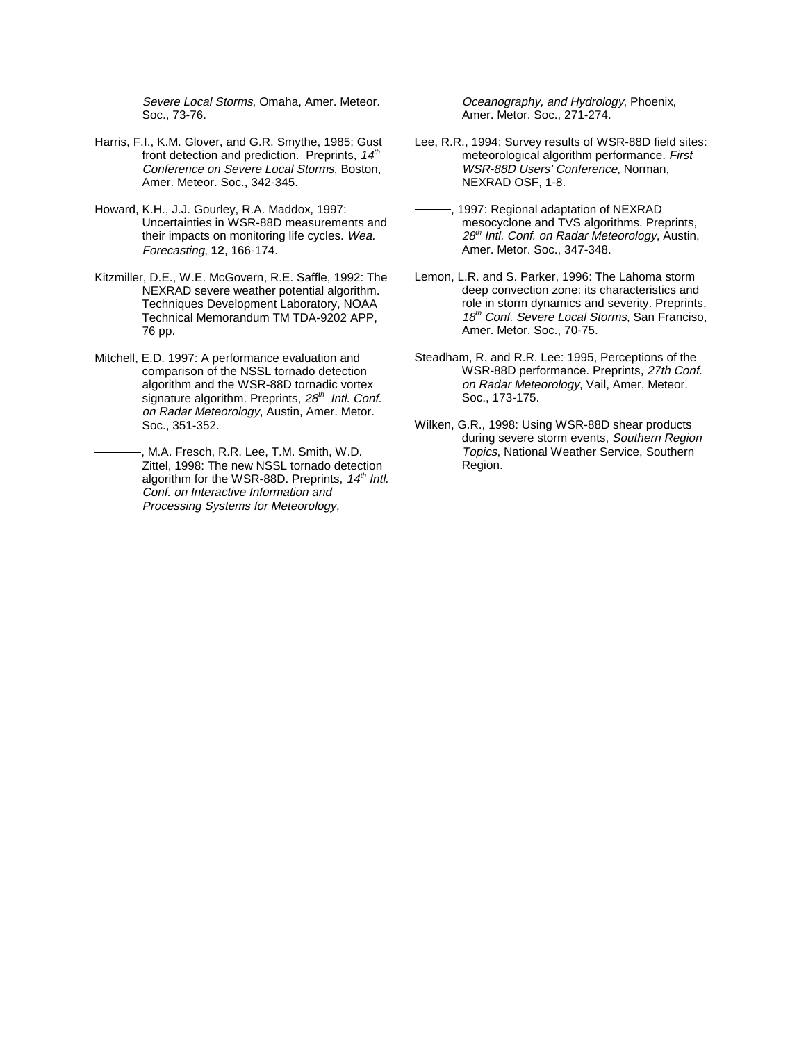*Severe Local Storms*, Omaha, Amer. Meteor. Soc., 73-76.

Harris, F.I., K.M. Glover, and G.R. Smythe, 1985: Gust front detection and prediction. Preprints, *14th Conference on Severe Local Storms*, Boston, Amer. Meteor. Soc., 342-345.

Howard, K.H., J.J. Gourley, R.A. Maddox, 1997: Uncertainties in WSR-88D measurements and their impacts on monitoring life cycles. *Wea. Forecasting*, **12**, 166-174.

Kitzmiller, D.E., W.E. McGovern, R.E. Saffle, 1992: The NEXRAD severe weather potential algorithm. Techniques Development Laboratory, NOAA Technical Memorandum TM TDA-9202 APP, 76 pp.

Mitchell, E.D. 1997: A performance evaluation and comparison of the NSSL tornado detection algorithm and the WSR-88D tornadic vortex signature algorithm. Preprints, *28th Intl. Conf. on Radar Meteorology*, Austin, Amer. Metor. Soc., 351-352.

———, M.A. Fresch, R.R. Lee, T.M. Smith, W.D. Zittel, 1998: The new NSSL tornado detection algorithm for the WSR-88D. Preprints, *14th Intl. Conf. on Interactive Information and Processing Systems for Meteorology, Oceanography, and Hydrology*, Phoenix, Amer. Metor. Soc., 271-274.

Lee, R.R., 1994: Survey results of WSR-88D field sites: meteorological algorithm performance. *First WSR-88D Users' Conference*, Norman, NEXRAD OSF, 1-8.

———, 1997: Regional adaptation of NEXRAD mesocyclone and TVS algorithms. Preprints, *28th Intl. Conf. on Radar Meteorology*, Austin, Amer. Metor. Soc., 347-348.

Lemon, L.R. and S. Parker, 1996: The Lahoma storm deep convection zone: its characteristics and role in storm dynamics and severity. Preprints, *18th Conf. Severe Local Storms*, San Franciso, Amer. Metor. Soc., 70-75.

Steadham, R. and R.R. Lee: 1995, Perceptions of the WSR-88D performance. Preprints, *27th Conf. on Radar Meteorology*, Vail, Amer. Meteor. Soc., 173-175.

Wilken, G.R., 1998: Using WSR-88D shear products during severe storm events, *Southern Region Topics*, National Weather Service, Southern Region.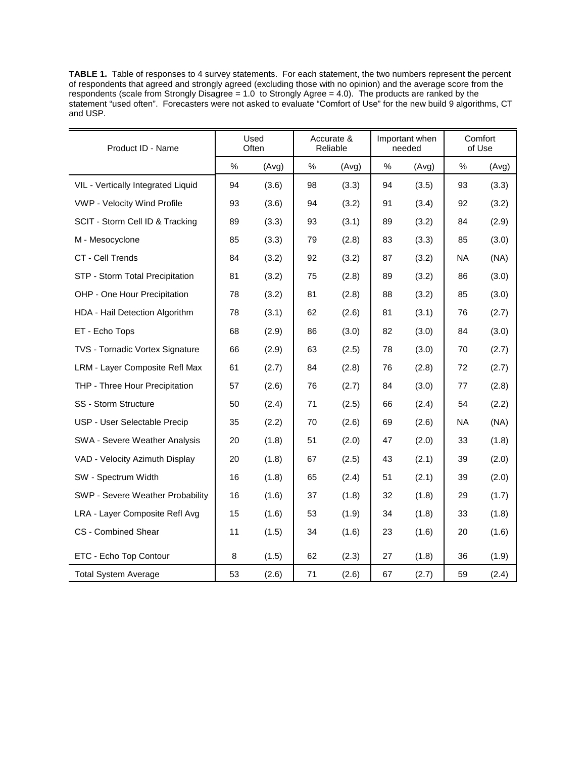**TABLE 1.** Table of responses to 4 survey statements. For each statement, the two numbers represent the percent of respondents that agreed and strongly agreed (excluding those with no opinion) and the average score from the respondents (scale from Strongly Disagree = 1.0 to Strongly Agree = 4.0). The products are ranked by the statement "used often". Forecasters were not asked to evaluate "Comfort of Use" for the new build 9 algorithms, CT and USP.

| Product ID - Name | Used Often | | Accurate & Reliable | | Important when needed | | Comfort of Use | |
|---|---|---|---|---|---|---|---|---|
| | % | (Avg) | % | (Avg) | % | (Avg) | % | (Avg) |
| VIL - Vertically Integrated Liquid | 94 | (3.6) | 98 | (3.3) | 94 | (3.5) | 93 | (3.3) |
| VWP - Velocity Wind Profile | 93 | (3.6) | 94 | (3.2) | 91 | (3.4) | 92 | (3.2) |
| SCIT - Storm Cell ID & Tracking | 89 | (3.3) | 93 | (3.1) | 89 | (3.2) | 84 | (2.9) |
| M - Mesocyclone | 85 | (3.3) | 79 | (2.8) | 83 | (3.3) | 85 | (3.0) |
| CT - Cell Trends | 84 | (3.2) | 92 | (3.2) | 87 | (3.2) | NA | (NA) |
| STP - Storm Total Precipitation | 81 | (3.2) | 75 | (2.8) | 89 | (3.2) | 86 | (3.0) |
| OHP - One Hour Precipitation | 78 | (3.2) | 81 | (2.8) | 88 | (3.2) | 85 | (3.0) |
| HDA - Hail Detection Algorithm | 78 | (3.1) | 62 | (2.6) | 81 | (3.1) | 76 | (2.7) |
| ET - Echo Tops | 68 | (2.9) | 86 | (3.0) | 82 | (3.0) | 84 | (3.0) |
| TVS - Tornadic Vortex Signature | 66 | (2.9) | 63 | (2.5) | 78 | (3.0) | 70 | (2.7) |
| LRM - Layer Composite Refl Max | 61 | (2.7) | 84 | (2.8) | 76 | (2.8) | 72 | (2.7) |
| THP - Three Hour Precipitation | 57 | (2.6) | 76 | (2.7) | 84 | (3.0) | 77 | (2.8) |
| SS - Storm Structure | 50 | (2.4) | 71 | (2.5) | 66 | (2.4) | 54 | (2.2) |
| USP - User Selectable Precip | 35 | (2.2) | 70 | (2.6) | 69 | (2.6) | NA | (NA) |
| SWA - Severe Weather Analysis | 20 | (1.8) | 51 | (2.0) | 47 | (2.0) | 33 | (1.8) |
| VAD - Velocity Azimuth Display | 20 | (1.8) | 67 | (2.5) | 43 | (2.1) | 39 | (2.0) |
| SW - Spectrum Width | 16 | (1.8) | 65 | (2.4) | 51 | (2.1) | 39 | (2.0) |
| SWP - Severe Weather Probability | 16 | (1.6) | 37 | (1.8) | 32 | (1.8) | 29 | (1.7) |
| LRA - Layer Composite Refl Avg | 15 | (1.6) | 53 | (1.9) | 34 | (1.8) | 33 | (1.8) |
| CS - Combined Shear | 11 | (1.5) | 34 | (1.6) | 23 | (1.6) | 20 | (1.6) |
| ETC - Echo Top Contour | 8 | (1.5) | 62 | (2.3) | 27 | (1.8) | 36 | (1.9) |
| Total System Average | 53 | (2.6) | 71 | (2.6) | 67 | (2.7) | 59 | (2.4) |